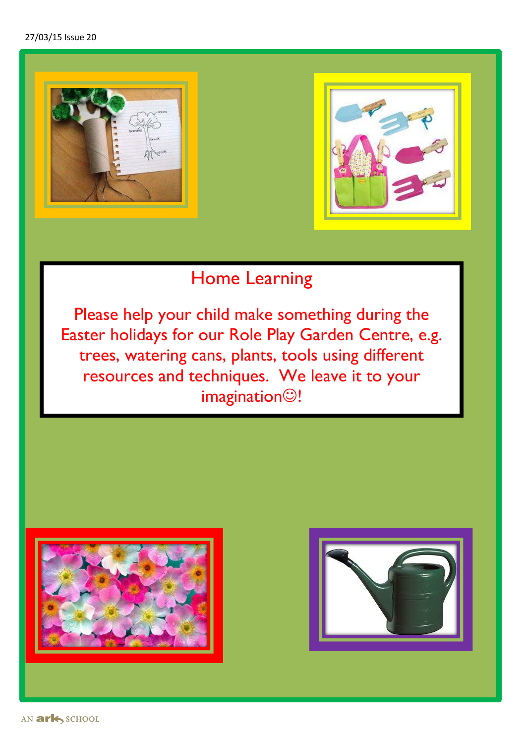## Home Learning

Please help your child make something during the Easter holidays for our Role Play Garden Centre, e.g. trees, watering cans, plants, tools using different resources and techniques. We leave it to your imagination☺!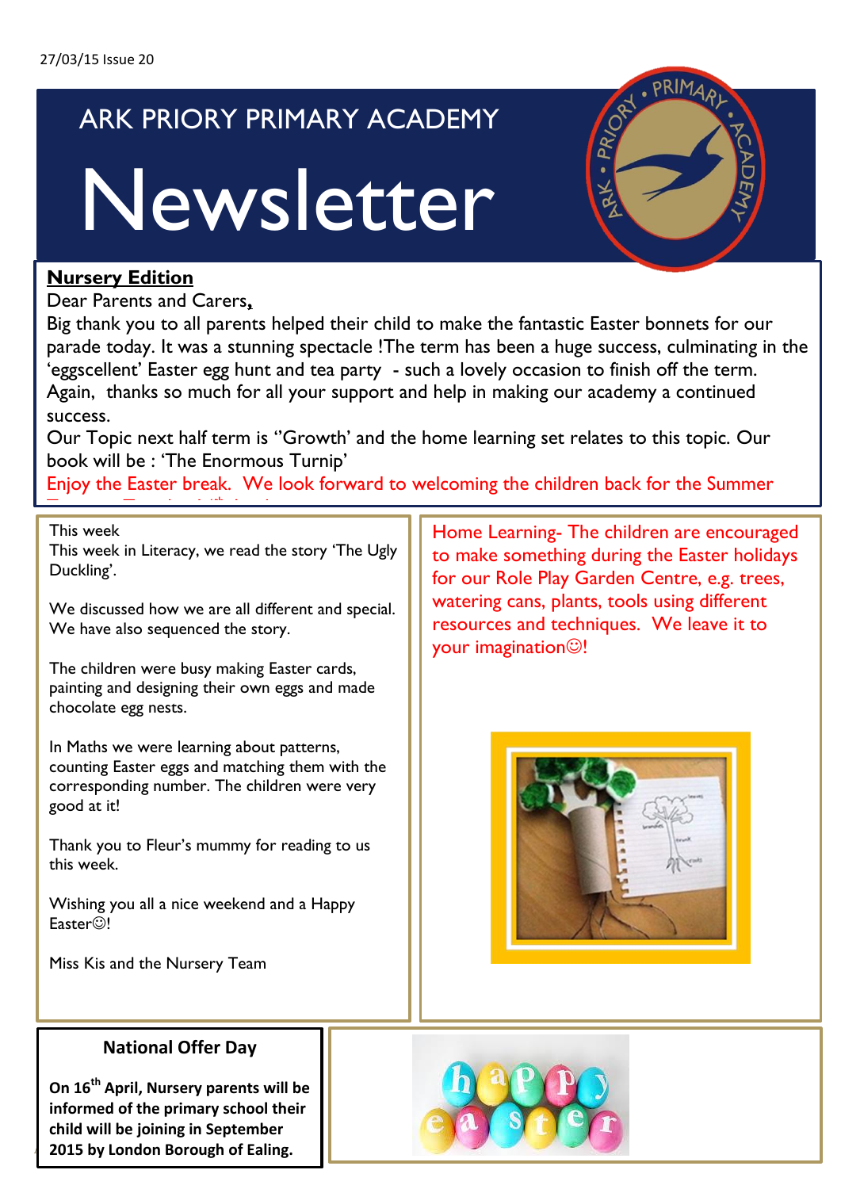27/03/15 Issue 20

# ARK PRIORY PRIMARY ACADEMY

# Newsletter

**Nursery Edition**

Dear Parents and Carers,

Big thank you to all parents helped their child to make the fantastic Easter bonnets for our parade today. It was a stunning spectacle !The term has been a huge success, culminating in the 'eggscellent' Easter egg hunt and tea party - such a lovely occasion to finish off the term. Again, thanks so much for all your support and help in making our academy a continued success.

Our Topic next half term is ''Growth' and the home learning set relates to this topic. Our book will be : 'The Enormous Turnip'

Enjoy the Easter break. We look forward to welcoming the children back for the Summer

This week

This week in Literacy, we read the story 'The Ugly Duckling'.

We discussed how we are all different and special. We have also sequenced the story.

The children were busy making Easter cards, painting and designing their own eggs and made chocolate egg nests.

In Maths we were learning about patterns, counting Easter eggs and matching them with the corresponding number. The children were very good at it!

Thank you to Fleur's mummy for reading to us this week.

Wishing you all a nice weekend and a Happy Easter☺!

Miss Kis and the Nursery Team

Home Learning- The children are encouraged to make something during the Easter holidays for our Role Play Garden Centre, e.g. trees, watering cans, plants, tools using different resources and techniques. We leave it to your imagination☺!

**National Offer Day**

**On 16th April, Nursery parents will be informed of the primary school their child will be joining in September 2015 by London Borough of Ealing.**